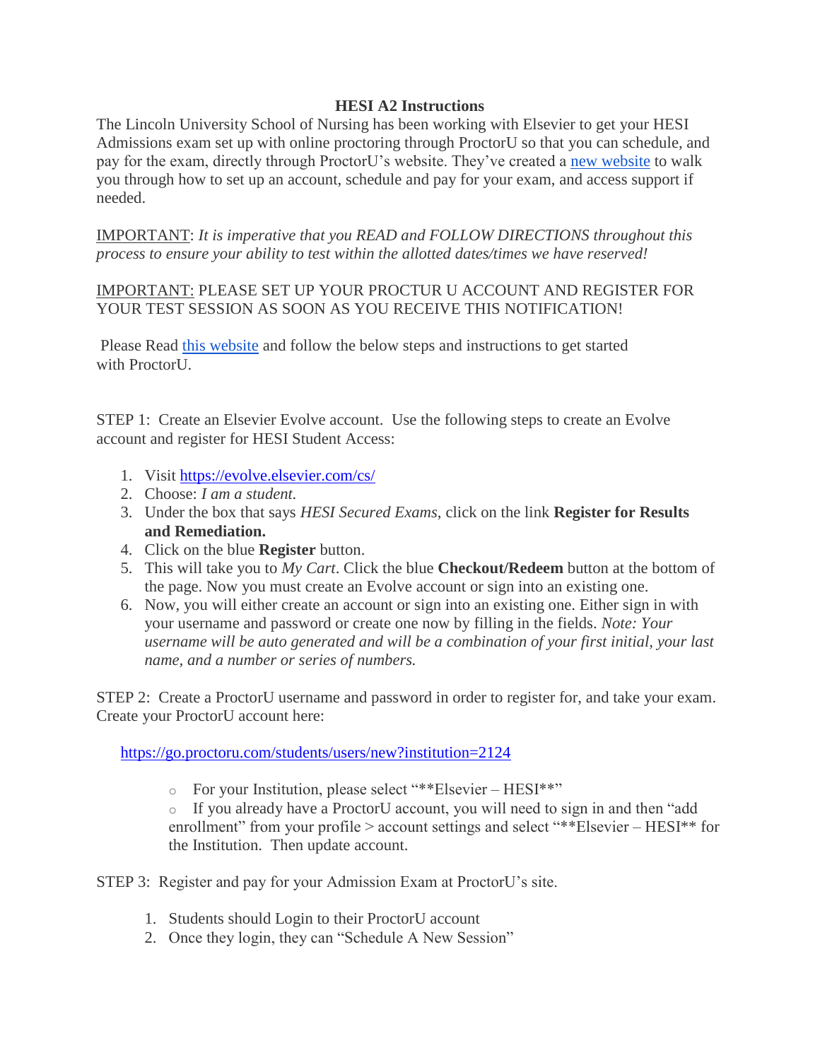# HESI A2 Instructions

The Lincoln University School of Nursing has been working with Elsevier to get your HESI Admissions exam set up with online proctoring through ProctorU so that you can schedule, and pay for the exam, directly through ProctorU's website. They've created a [new website](#) to walk you through how to set up an account, schedule and pay for your exam, and access support if needed.

IMPORTANT: *It is imperative that you READ and FOLLOW DIRECTIONS throughout this process to ensure your ability to test within the allotted dates/times we have reserved!*

IMPORTANT: PLEASE SET UP YOUR PROCTUR U ACCOUNT AND REGISTER FOR YOUR TEST SESSION AS SOON AS YOU RECEIVE THIS NOTIFICATION!

Please Read [this website](#) and follow the below steps and instructions to get started with ProctorU.

STEP 1: Create an Elsevier Evolve account. Use the following steps to create an Evolve account and register for HESI Student Access:

1. Visit https://evolve.elsevier.com/cs/
2. Choose: *I am a student.*
3. Under the box that says *HESI Secured Exams*, click on the link **Register for Results and Remediation.**
4. Click on the blue **Register** button.
5. This will take you to *My Cart*. Click the blue **Checkout/Redeem** button at the bottom of the page. Now you must create an Evolve account or sign into an existing one.
6. Now, you will either create an account or sign into an existing one. Either sign in with your username and password or create one now by filling in the fields. *Note: Your username will be auto generated and will be a combination of your first initial, your last name, and a number or series of numbers.*

STEP 2: Create a ProctorU username and password in order to register for, and take your exam. Create your ProctorU account here:

https://go.proctoru.com/students/users/new?institution=2124

- For your Institution, please select "**Elsevier – HESI**"
- If you already have a ProctorU account, you will need to sign in and then "add enrollment" from your profile > account settings and select "**Elsevier – HESI** for the Institution. Then update account.

STEP 3: Register and pay for your Admission Exam at ProctorU's site.

1. Students should Login to their ProctorU account
2. Once they login, they can "Schedule A New Session"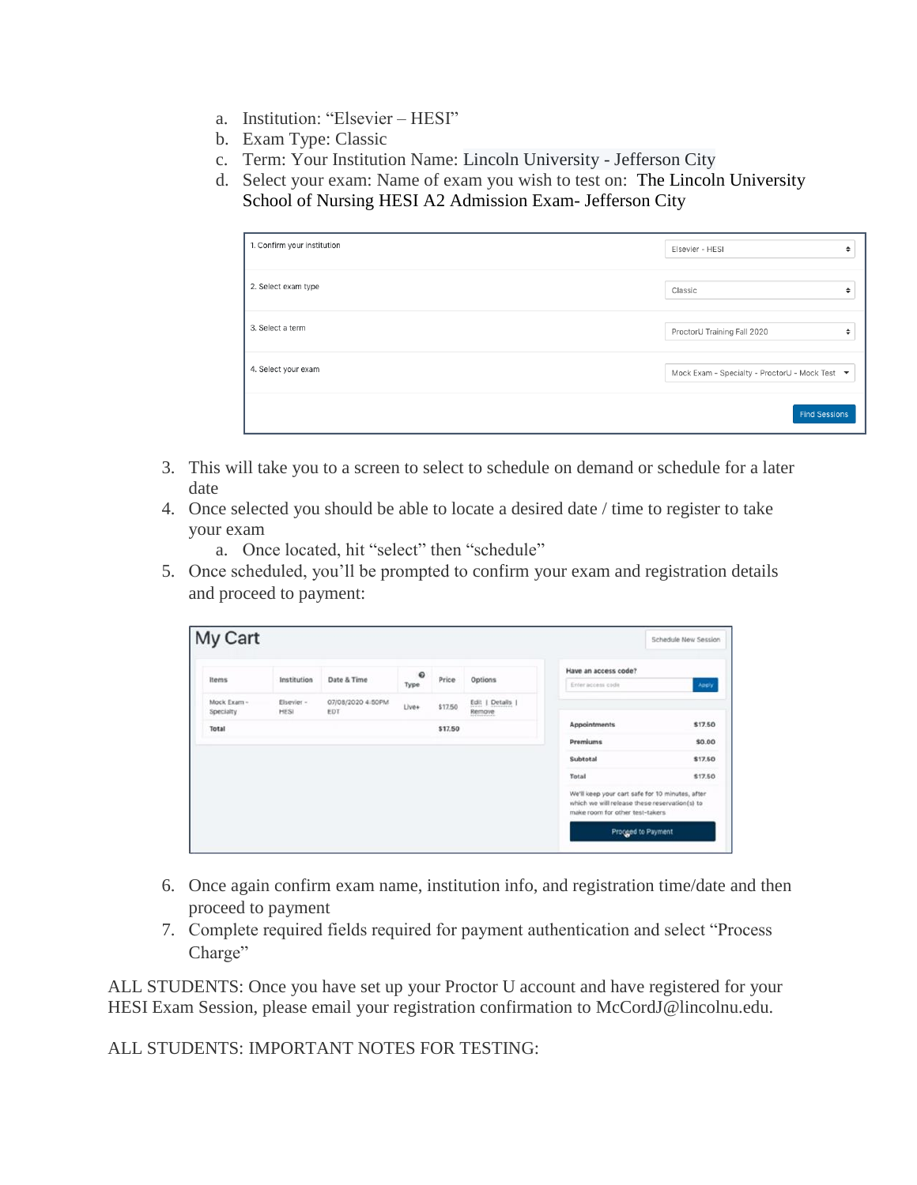a. Institution: "Elsevier – HESI"
b. Exam Type: Classic
c. Term: Your Institution Name: Lincoln University - Jefferson City
d. Select your exam: Name of exam you wish to test on: The Lincoln University School of Nursing HESI A2 Admission Exam- Jefferson City

| | |
|---|---|
| 1. Confirm your institution | Elsevier - HESI |
| 2. Select exam type | Classic |
| 3. Select a term | ProctorU Training Fall 2020 |
| 4. Select your exam | Mock Exam - Specialty - ProctorU - Mock Test |
| | Find Sessions |

3. This will take you to a screen to select to schedule on demand or schedule for a later date
4. Once selected you should be able to locate a desired date / time to register to take your exam
   a. Once located, hit "select" then "schedule"
5. Once scheduled, you'll be prompted to confirm your exam and registration details and proceed to payment:

**My Cart**

Schedule New Session

| Items | Institution | Date & Time | Type | Price | Options |
|---|---|---|---|---|---|
| Mock Exam - Specialty | Elsevier - HESI | 07/08/2020 4:50PM EDT | Live+ | $17.50 | Edit \| Details \| Remove |
| Total | | | | $17.50 | |

Have an access code?

Enter access code — Apply

| | |
|---|---|
| Appointments | $17.50 |
| Premiums | $0.00 |
| Subtotal | $17.50 |
| Total | $17.50 |

We'll keep your cart safe for 10 minutes, after which we will release these reservation(s) to make room for other test-takers

Proceed to Payment

6. Once again confirm exam name, institution info, and registration time/date and then proceed to payment
7. Complete required fields required for payment authentication and select "Process Charge"

ALL STUDENTS: Once you have set up your Proctor U account and have registered for your HESI Exam Session, please email your registration confirmation to McCordJ@lincolnu.edu.

ALL STUDENTS: IMPORTANT NOTES FOR TESTING: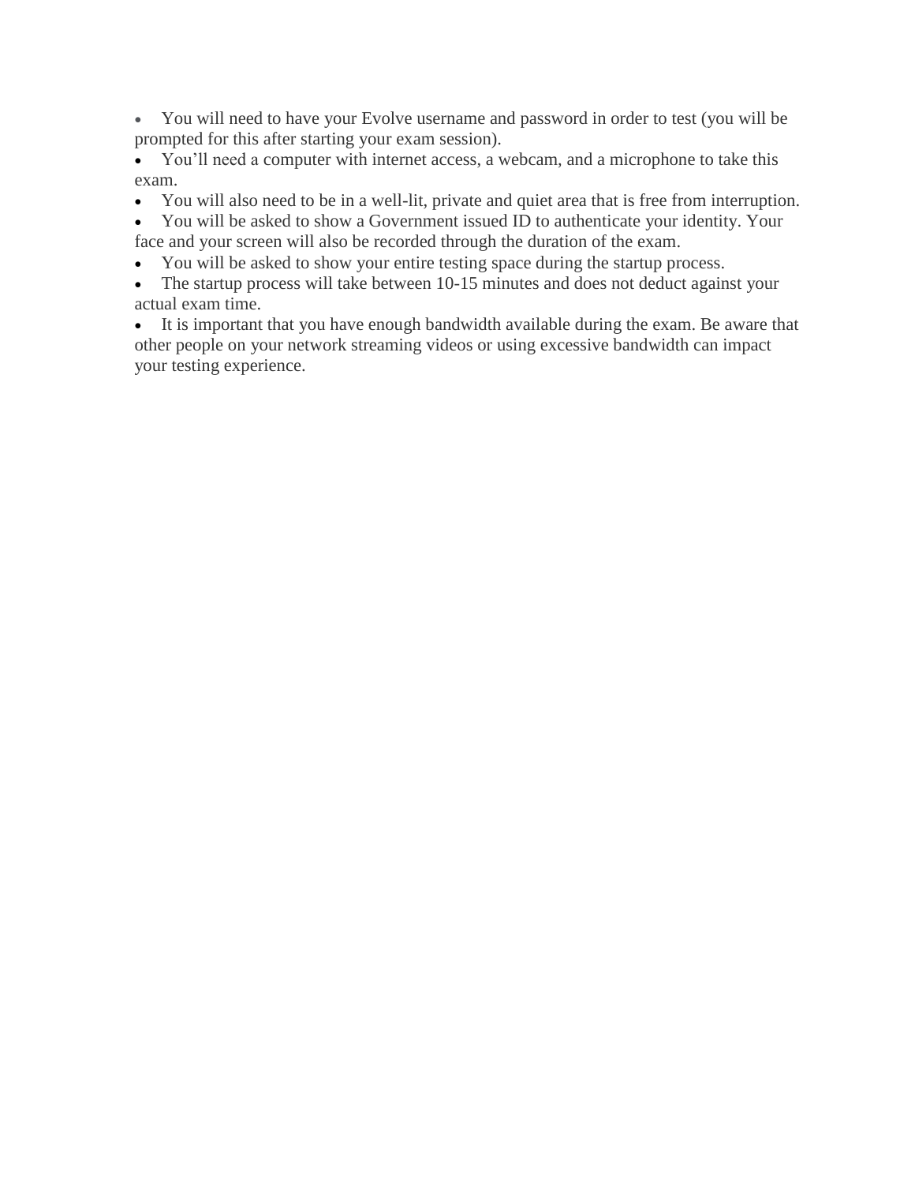- You will need to have your Evolve username and password in order to test (you will be prompted for this after starting your exam session).
- You'll need a computer with internet access, a webcam, and a microphone to take this exam.
- You will also need to be in a well-lit, private and quiet area that is free from interruption.
- You will be asked to show a Government issued ID to authenticate your identity. Your face and your screen will also be recorded through the duration of the exam.
- You will be asked to show your entire testing space during the startup process.
- The startup process will take between 10-15 minutes and does not deduct against your actual exam time.
- It is important that you have enough bandwidth available during the exam. Be aware that other people on your network streaming videos or using excessive bandwidth can impact your testing experience.